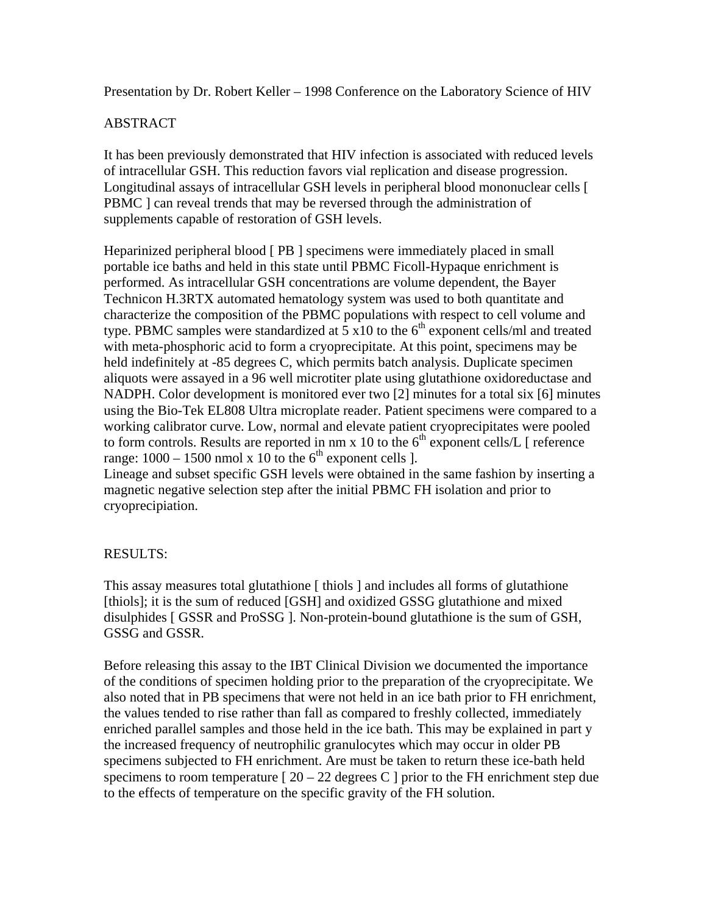Presentation by Dr. Robert Keller – 1998 Conference on the Laboratory Science of HIV

## ABSTRACT

It has been previously demonstrated that HIV infection is associated with reduced levels of intracellular GSH. This reduction favors vial replication and disease progression. Longitudinal assays of intracellular GSH levels in peripheral blood mononuclear cells [ PBMC ] can reveal trends that may be reversed through the administration of supplements capable of restoration of GSH levels.

Heparinized peripheral blood [ PB ] specimens were immediately placed in small portable ice baths and held in this state until PBMC Ficoll-Hypaque enrichment is performed. As intracellular GSH concentrations are volume dependent, the Bayer Technicon H.3RTX automated hematology system was used to both quantitate and characterize the composition of the PBMC populations with respect to cell volume and type. PBMC samples were standardized at 5 x10 to the 6th exponent cells/ml and treated with meta-phosphoric acid to form a cryoprecipitate. At this point, specimens may be held indefinitely at -85 degrees C, which permits batch analysis. Duplicate specimen aliquots were assayed in a 96 well microtiter plate using glutathione oxidoreductase and NADPH. Color development is monitored ever two [2] minutes for a total six [6] minutes using the Bio-Tek EL808 Ultra microplate reader. Patient specimens were compared to a working calibrator curve. Low, normal and elevate patient cryoprecipitates were pooled to form controls. Results are reported in nm x 10 to the 6th exponent cells/L [ reference range: 1000 – 1500 nmol x 10 to the 6th exponent cells ].
Lineage and subset specific GSH levels were obtained in the same fashion by inserting a magnetic negative selection step after the initial PBMC FH isolation and prior to cryoprecipiation.

## RESULTS:

This assay measures total glutathione [ thiols ] and includes all forms of glutathione [thiols]; it is the sum of reduced [GSH] and oxidized GSSG glutathione and mixed disulphides [ GSSR and ProSSG ]. Non-protein-bound glutathione is the sum of GSH, GSSG and GSSR.

Before releasing this assay to the IBT Clinical Division we documented the importance of the conditions of specimen holding prior to the preparation of the cryoprecipitate. We also noted that in PB specimens that were not held in an ice bath prior to FH enrichment, the values tended to rise rather than fall as compared to freshly collected, immediately enriched parallel samples and those held in the ice bath. This may be explained in part y the increased frequency of neutrophilic granulocytes which may occur in older PB specimens subjected to FH enrichment. Are must be taken to return these ice-bath held specimens to room temperature [ 20 – 22 degrees C ] prior to the FH enrichment step due to the effects of temperature on the specific gravity of the FH solution.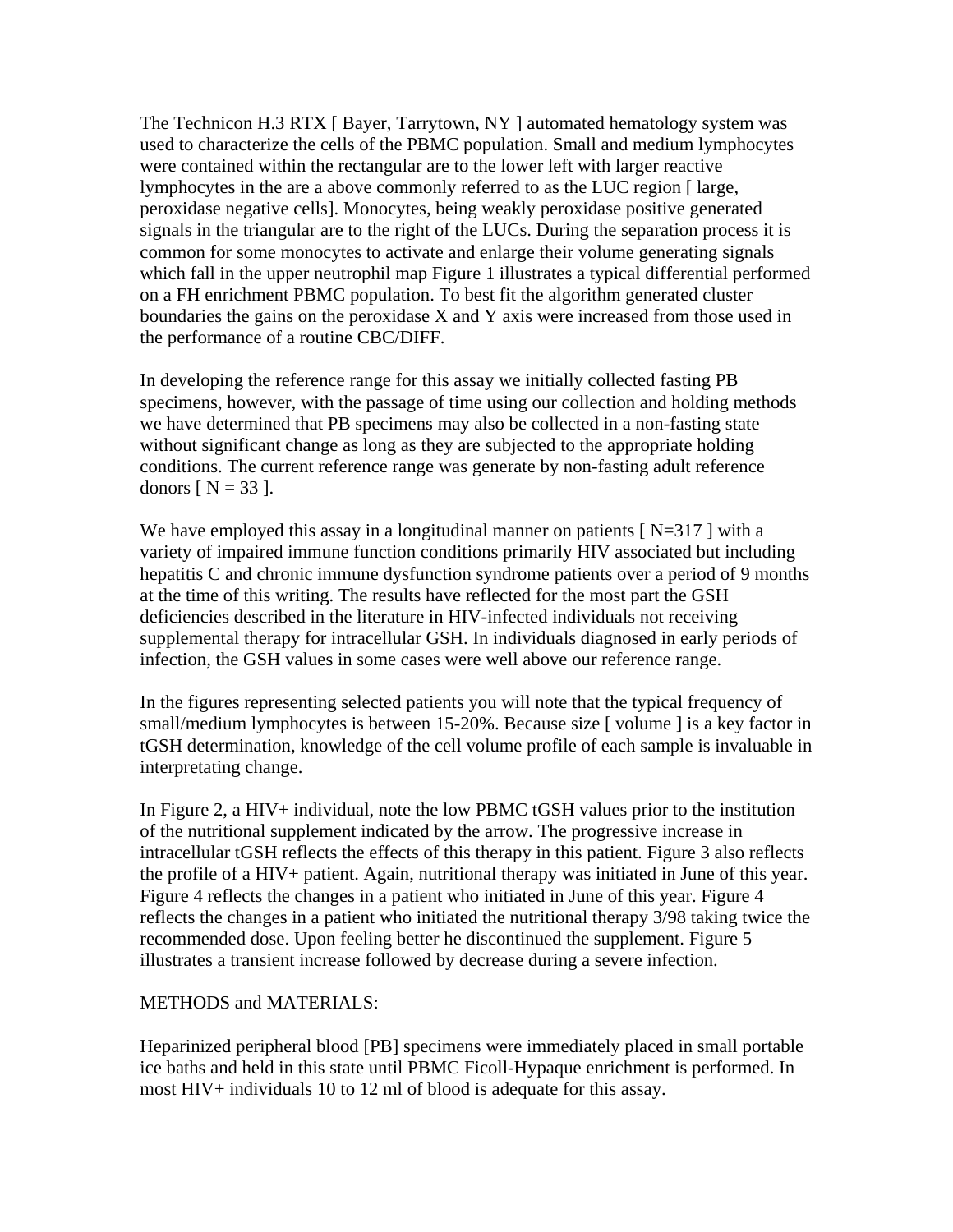The Technicon H.3 RTX [ Bayer, Tarrytown, NY ] automated hematology system was used to characterize the cells of the PBMC population. Small and medium lymphocytes were contained within the rectangular are to the lower left with larger reactive lymphocytes in the are a above commonly referred to as the LUC region [ large, peroxidase negative cells]. Monocytes, being weakly peroxidase positive generated signals in the triangular are to the right of the LUCs. During the separation process it is common for some monocytes to activate and enlarge their volume generating signals which fall in the upper neutrophil map Figure 1 illustrates a typical differential performed on a FH enrichment PBMC population. To best fit the algorithm generated cluster boundaries the gains on the peroxidase X and Y axis were increased from those used in the performance of a routine CBC/DIFF.

In developing the reference range for this assay we initially collected fasting PB specimens, however, with the passage of time using our collection and holding methods we have determined that PB specimens may also be collected in a non-fasting state without significant change as long as they are subjected to the appropriate holding conditions. The current reference range was generate by non-fasting adult reference donors [ N = 33 ].

We have employed this assay in a longitudinal manner on patients [ N=317 ] with a variety of impaired immune function conditions primarily HIV associated but including hepatitis C and chronic immune dysfunction syndrome patients over a period of 9 months at the time of this writing. The results have reflected for the most part the GSH deficiencies described in the literature in HIV-infected individuals not receiving supplemental therapy for intracellular GSH. In individuals diagnosed in early periods of infection, the GSH values in some cases were well above our reference range.

In the figures representing selected patients you will note that the typical frequency of small/medium lymphocytes is between 15-20%. Because size [ volume ] is a key factor in tGSH determination, knowledge of the cell volume profile of each sample is invaluable in interpretating change.

In Figure 2, a HIV+ individual, note the low PBMC tGSH values prior to the institution of the nutritional supplement indicated by the arrow. The progressive increase in intracellular tGSH reflects the effects of this therapy in this patient. Figure 3 also reflects the profile of a HIV+ patient. Again, nutritional therapy was initiated in June of this year. Figure 4 reflects the changes in a patient who initiated in June of this year. Figure 4 reflects the changes in a patient who initiated the nutritional therapy 3/98 taking twice the recommended dose. Upon feeling better he discontinued the supplement. Figure 5 illustrates a transient increase followed by decrease during a severe infection.

METHODS and MATERIALS:

Heparinized peripheral blood [PB] specimens were immediately placed in small portable ice baths and held in this state until PBMC Ficoll-Hypaque enrichment is performed. In most HIV+ individuals 10 to 12 ml of blood is adequate for this assay.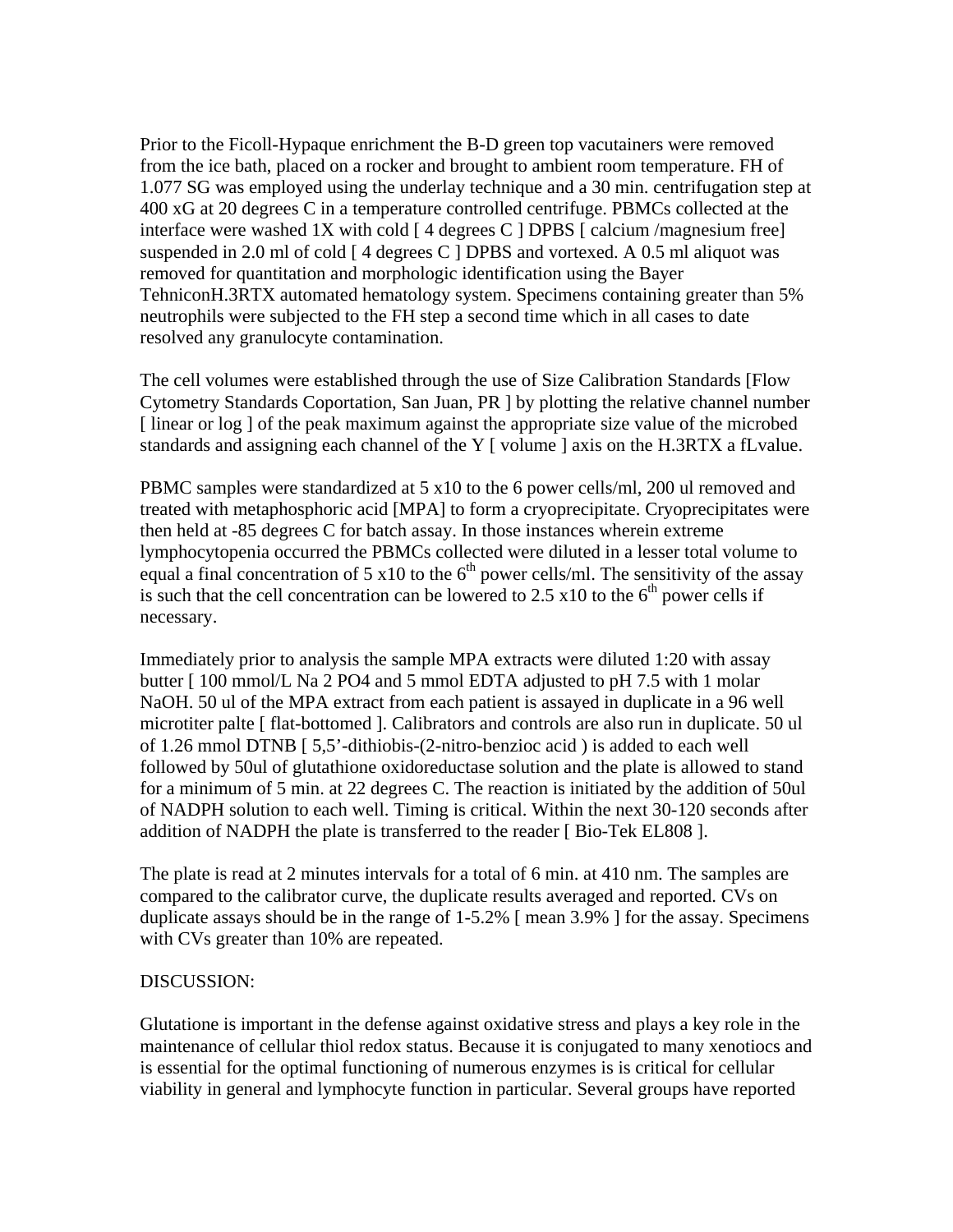Prior to the Ficoll-Hypaque enrichment the B-D green top vacutainers were removed from the ice bath, placed on a rocker and brought to ambient room temperature. FH of 1.077 SG was employed using the underlay technique and a 30 min. centrifugation step at 400 xG at 20 degrees C in a temperature controlled centrifuge. PBMCs collected at the interface were washed 1X with cold [ 4 degrees C ] DPBS [ calcium /magnesium free] suspended in 2.0 ml of cold [ 4 degrees C ] DPBS and vortexed. A 0.5 ml aliquot was removed for quantitation and morphologic identification using the Bayer TehniconH.3RTX automated hematology system. Specimens containing greater than 5% neutrophils were subjected to the FH step a second time which in all cases to date resolved any granulocyte contamination.

The cell volumes were established through the use of Size Calibration Standards [Flow Cytometry Standards Coportation, San Juan, PR ] by plotting the relative channel number [ linear or log ] of the peak maximum against the appropriate size value of the microbed standards and assigning each channel of the Y [ volume ] axis on the H.3RTX a fLvalue.

PBMC samples were standardized at 5 x10 to the 6 power cells/ml, 200 ul removed and treated with metaphosphoric acid [MPA] to form a cryoprecipitate. Cryoprecipitates were then held at -85 degrees C for batch assay. In those instances wherein extreme lymphocytopenia occurred the PBMCs collected were diluted in a lesser total volume to equal a final concentration of 5 x10 to the $6^{th}$ power cells/ml. The sensitivity of the assay is such that the cell concentration can be lowered to 2.5 x10 to the $6^{th}$ power cells if necessary.

Immediately prior to analysis the sample MPA extracts were diluted 1:20 with assay butter [ 100 mmol/L Na 2 PO4 and 5 mmol EDTA adjusted to pH 7.5 with 1 molar NaOH. 50 ul of the MPA extract from each patient is assayed in duplicate in a 96 well microtiter palte [ flat-bottomed ]. Calibrators and controls are also run in duplicate. 50 ul of 1.26 mmol DTNB [ 5,5'-dithiobis-(2-nitro-benzioc acid ) is added to each well followed by 50ul of glutathione oxidoreductase solution and the plate is allowed to stand for a minimum of 5 min. at 22 degrees C. The reaction is initiated by the addition of 50ul of NADPH solution to each well. Timing is critical. Within the next 30-120 seconds after addition of NADPH the plate is transferred to the reader [ Bio-Tek EL808 ].

The plate is read at 2 minutes intervals for a total of 6 min. at 410 nm. The samples are compared to the calibrator curve, the duplicate results averaged and reported. CVs on duplicate assays should be in the range of 1-5.2% [ mean 3.9% ] for the assay. Specimens with CVs greater than 10% are repeated.

DISCUSSION:

Glutatione is important in the defense against oxidative stress and plays a key role in the maintenance of cellular thiol redox status. Because it is conjugated to many xenotiocs and is essential for the optimal functioning of numerous enzymes is is critical for cellular viability in general and lymphocyte function in particular. Several groups have reported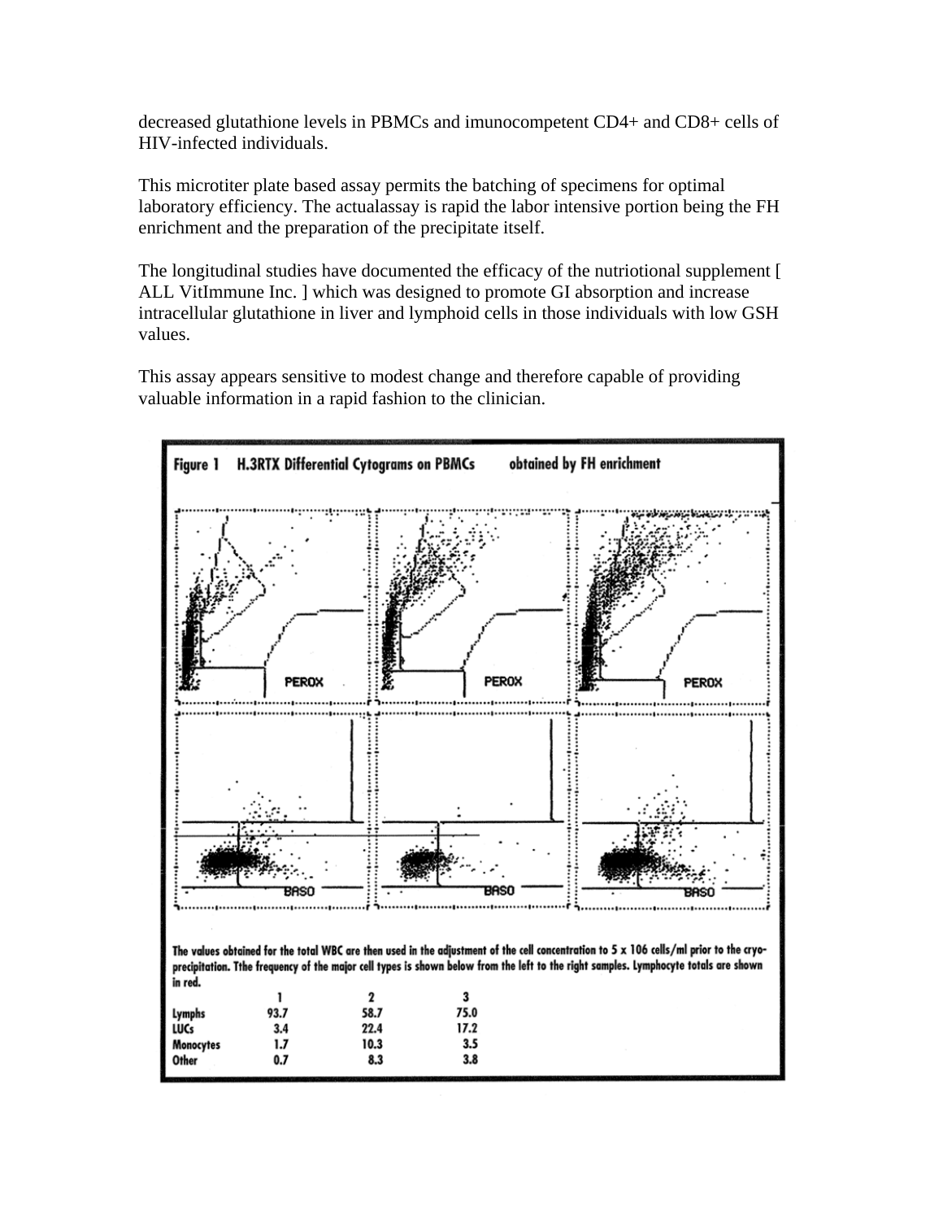decreased glutathione levels in PBMCs and imunocompetent CD4+ and CD8+ cells of HIV-infected individuals.

This microtiter plate based assay permits the batching of specimens for optimal laboratory efficiency. The actualassay is rapid the labor intensive portion being the FH enrichment and the preparation of the precipitate itself.

The longitudinal studies have documented the efficacy of the nutriotional supplement [ ALL VitImmune Inc. ] which was designed to promote GI absorption and increase intracellular glutathione in liver and lymphoid cells in those individuals with low GSH values.

This assay appears sensitive to modest change and therefore capable of providing valuable information in a rapid fashion to the clinician.

**Figure 1 H.3RTX Differential Cytograms on PBMCs obtained by FH enrichment**

PEROX PEROX PEROX

BASO BASO BASO

**The values obtained for the total WBC are then used in the adjustment of the cell concentration to 5 x 106 cells/ml prior to the cryo-precipitation. Tthe frequency of the major cell types is shown below from the left to the right samples. Lymphocyte totals are shown in red.**

| | 1 | 2 | 3 |
|---|---|---|---|
| Lymphs | 93.7 | 58.7 | 75.0 |
| LUCs | 3.4 | 22.4 | 17.2 |
| Monocytes | 1.7 | 10.3 | 3.5 |
| Other | 0.7 | 8.3 | 3.8 |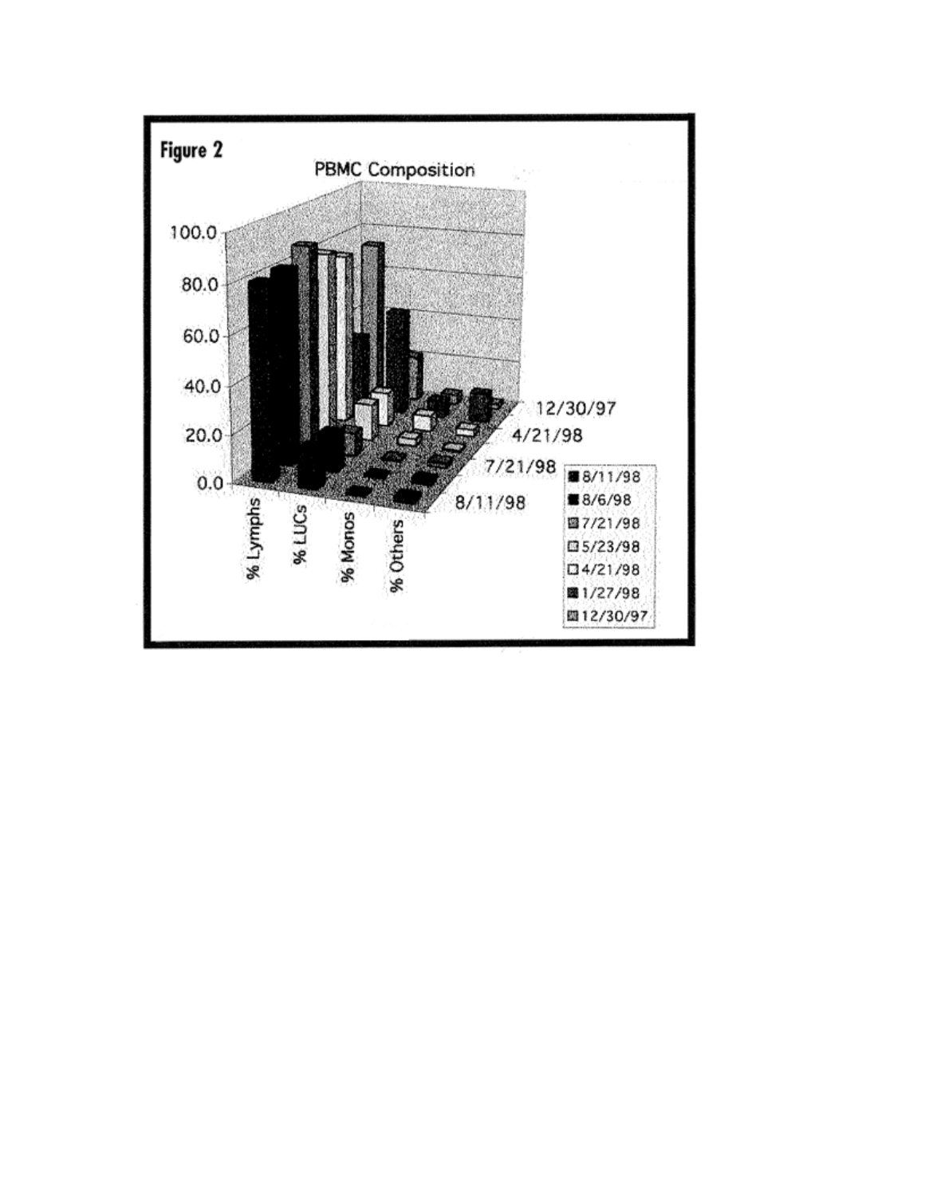**Figure 2**

PBMC Composition

100.0
80.0
60.0
40.0
20.0
0.0

% Lymphs
% LUCs
% Monos
% Others

12/30/97
4/21/98
7/21/98
8/11/98

- 8/11/98
- 8/6/98
- 7/21/98
- 5/23/98
- 4/21/98
- 1/27/98
- 12/30/97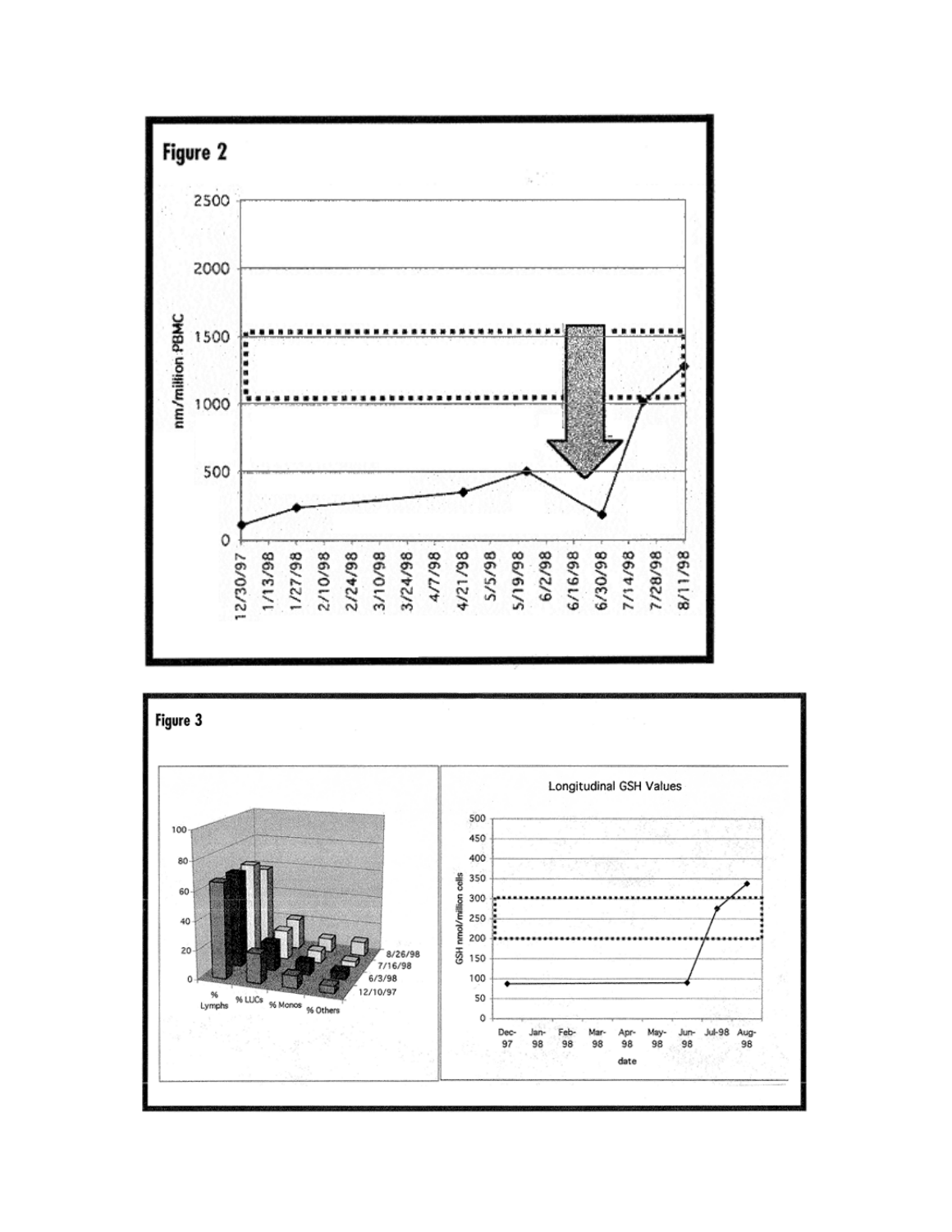Figure 2

Figure 3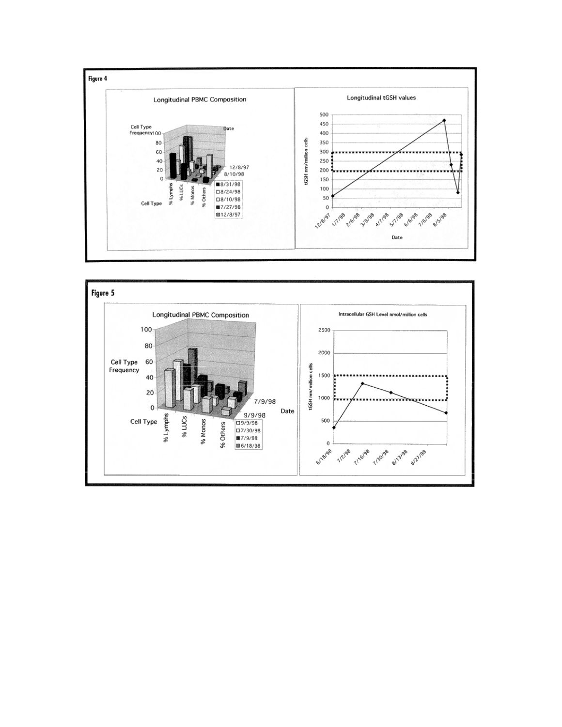**Figure 4**

Longitudinal PBMC Composition

Cell Type Frequency
100
80
60
40
20
0

Date

12/8/97
8/10/98

% Lymphs
% LUCs
% Monos
% Others

Cell Type

8/31/98
8/24/98
8/10/98
7/27/98
12/8/97

Longitudinal tGSH values

tGSH nm/million cells

500
450
400
350
300
250
200
150
100
50
0

12/8/97
1/7/98
2/6/98
3/8/98
4/7/98
5/7/98
6/6/98
7/6/98
8/5/98

Date

**Figure 5**

Longitudinal PBMC Composition

Cell Type Frequency
100
80
60
40
20
0

Cell Type

% Lymphs
% LUCs
% Monos
% Others

7/9/98
9/9/98
Date

9/9/98
7/30/98
7/9/98
6/18/98

Intracellular GSH Level nmol/million cells

tGSH nm/million cells

2500
2000
1500
1000
500
0

6/18/98
7/2/98
7/16/98
7/30/98
8/13/98
8/27/98